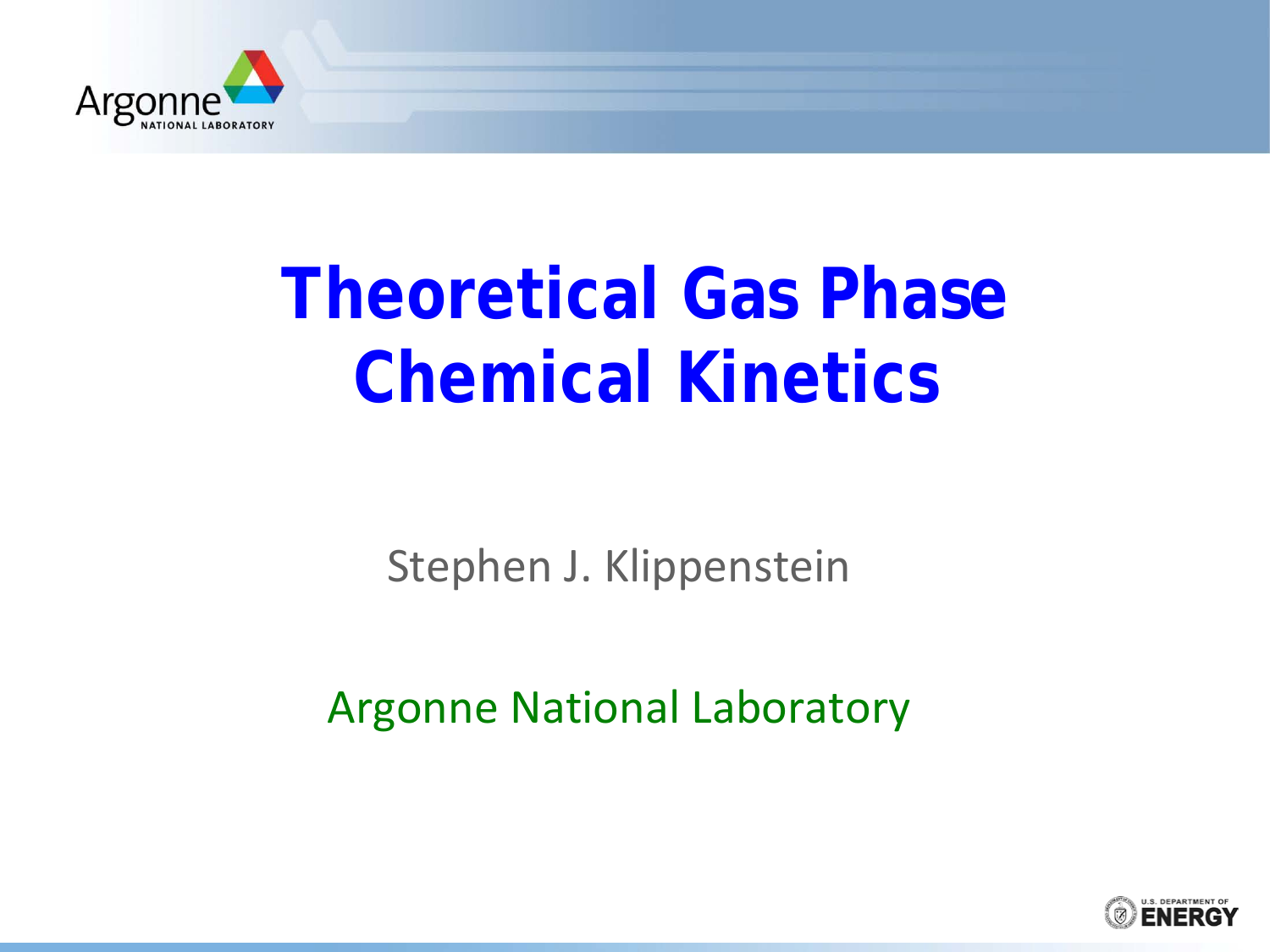# Theoretical Gas Phase Chemical Kinetics

Stephen J. Klippenstein

Argonne National Laboratory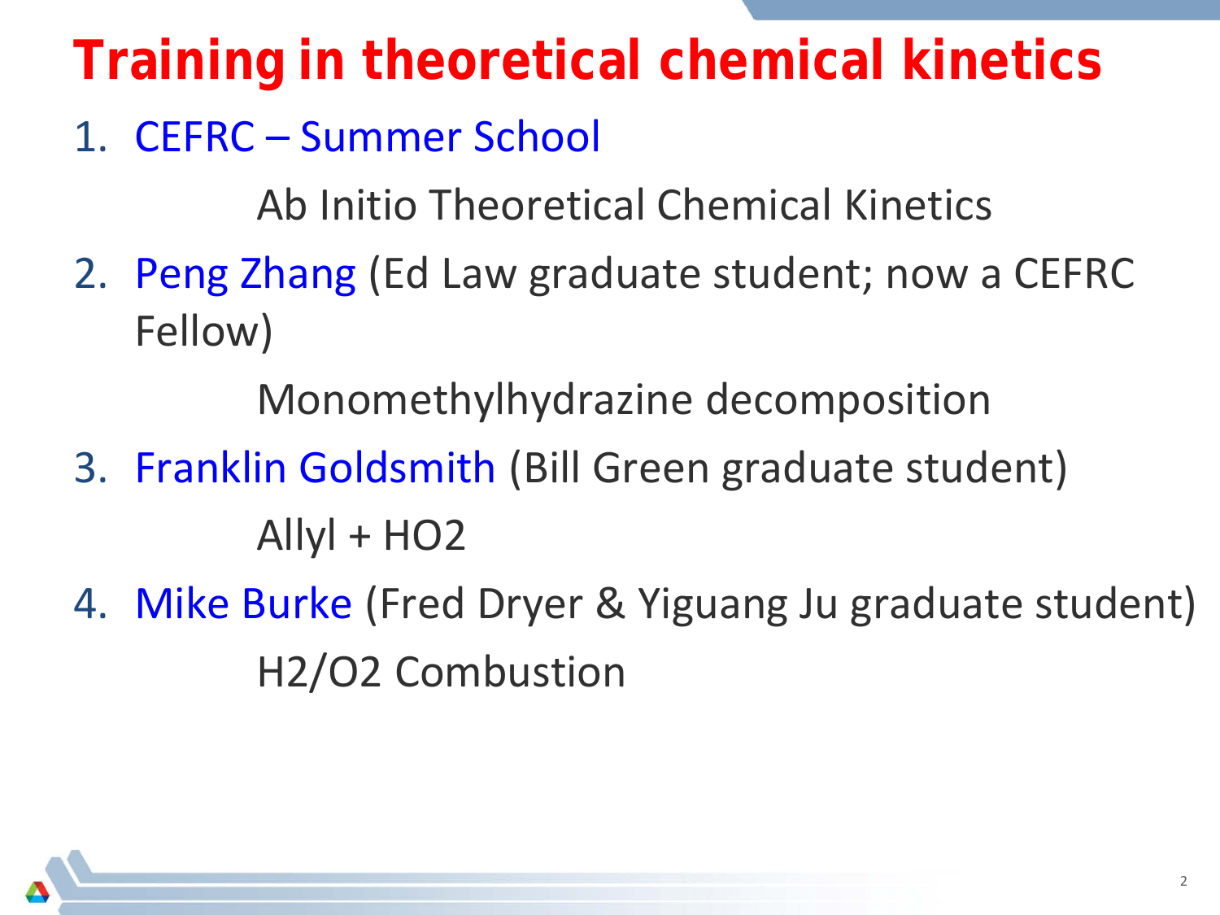# Training in theoretical chemical kinetics

1. CEFRC – Summer School

   Ab Initio Theoretical Chemical Kinetics

2. Peng Zhang (Ed Law graduate student; now a CEFRC Fellow)

   Monomethylhydrazine decomposition

3. Franklin Goldsmith (Bill Green graduate student)

   Allyl + HO2

4. Mike Burke (Fred Dryer & Yiguang Ju graduate student)

   H2/O2 Combustion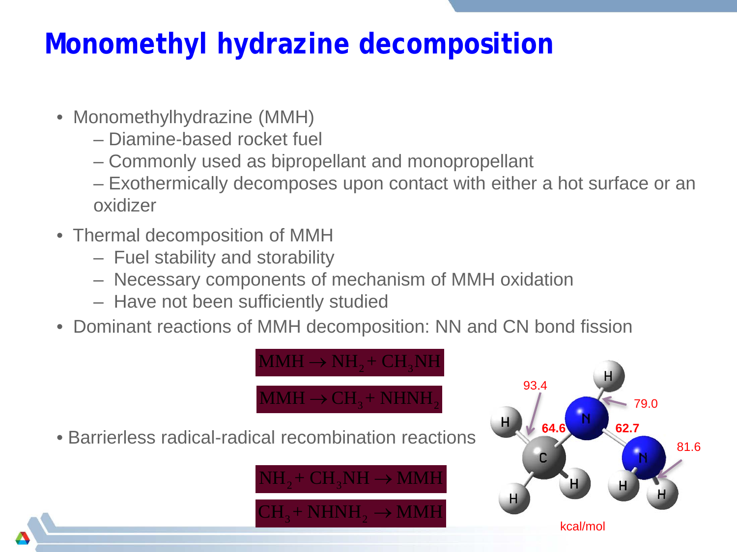# Monomethyl hydrazine decomposition

- Monomethylhydrazine (MMH)
  - Diamine-based rocket fuel
  - Commonly used as bipropellant and monopropellant
  - Exothermically decomposes upon contact with either a hot surface or an oxidizer
- Thermal decomposition of MMH
  - Fuel stability and storability
  - Necessary components of mechanism of MMH oxidation
  - Have not been sufficiently studied
- Dominant reactions of MMH decomposition: NN and CN bond fission

$$MMH \rightarrow NH_2 + CH_3NH$$

$$MMH \rightarrow CH_3 + NHNH_2$$

- Barrierless radical-radical recombination reactions

$$NH_2 + CH_3NH \rightarrow MMH$$

$$CH_3 + NHNH_2 \rightarrow MMH$$

Bond dissociation energies (kcal/mol): C–H 93.4; C–N **64.6**; N–N **62.7**; N–H 79.0; N–H 81.6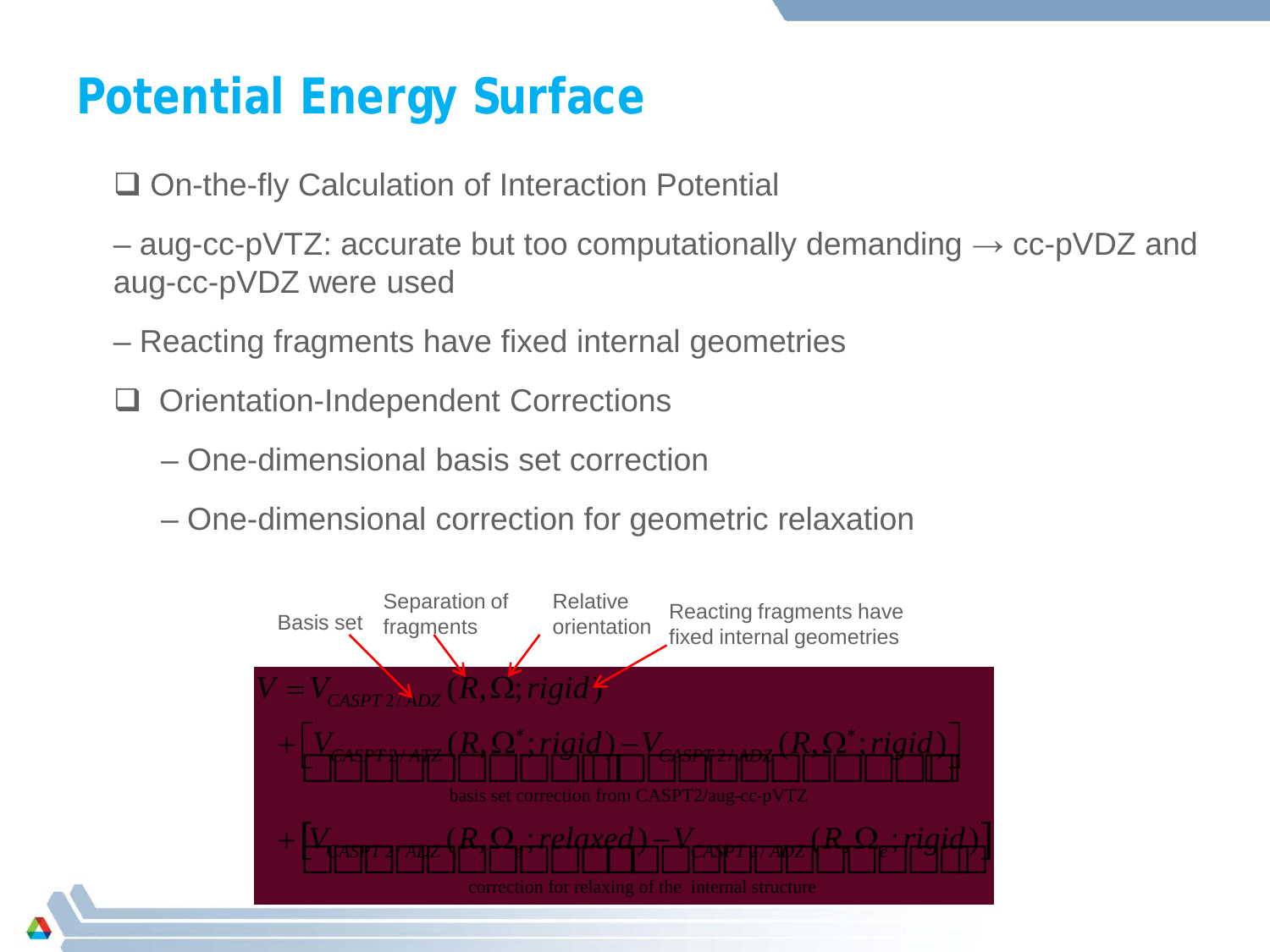# Potential Energy Surface

- ❑ On-the-fly Calculation of Interaction Potential

– aug-cc-pVTZ: accurate but too computationally demanding → cc-pVDZ and aug-cc-pVDZ were used

– Reacting fragments have fixed internal geometries

- ❑ Orientation-Independent Corrections
  - – One-dimensional basis set correction
  - – One-dimensional correction for geometric relaxation

Basis set — Separation of fragments — Relative orientation — Reacting fragments have fixed internal geometries

$$
\begin{aligned}
V = & \, V_{CASPT2/ADZ}(R,\Omega;rigid) \\
& + \underbrace{\left[V_{CASPT2/ATZ}(R,\Omega^*;rigid) - V_{CASPT2/ADZ}(R,\Omega^*;rigid)\right]}_{\text{basis set correction from CASPT2/aug-cc-pVTZ}} \\
& + \underbrace{\left[V_{CASPT2/ADZ}(R,\Omega_e;relaxed) - V_{CASPT2/ADZ}(R,\Omega_e;rigid)\right]}_{\text{correction for relaxing of the internal structure}}
\end{aligned}
$$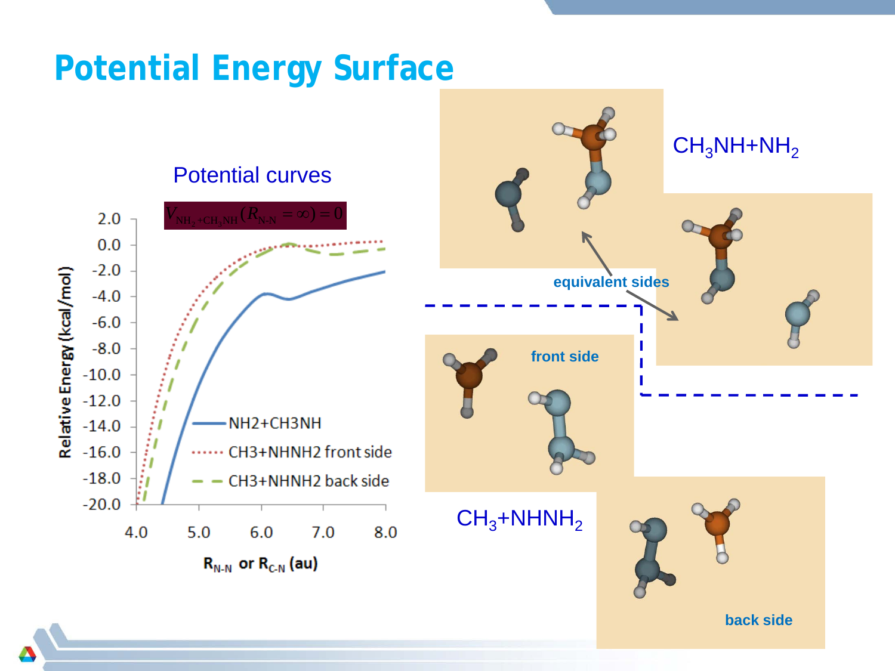# Potential Energy Surface

Potential curves

$V_{NH_2+CH_3NH}(R_{N\text{-}N}=\infty)=0$

Relative Energy (kcal/mol)

2.0, 0.0, -2.0, -4.0, -6.0, -8.0, -10.0, -12.0, -14.0, -16.0, -18.0, -20.0

4.0, 5.0, 6.0, 7.0, 8.0

$R_{N\text{-}N}$ or $R_{C\text{-}N}$ (au)

- NH2+CH3NH
- CH3+NHNH2 front side
- CH3+NHNH2 back side

$CH_3NH+NH_2$

equivalent sides

front side

$CH_3+NHNH_2$

back side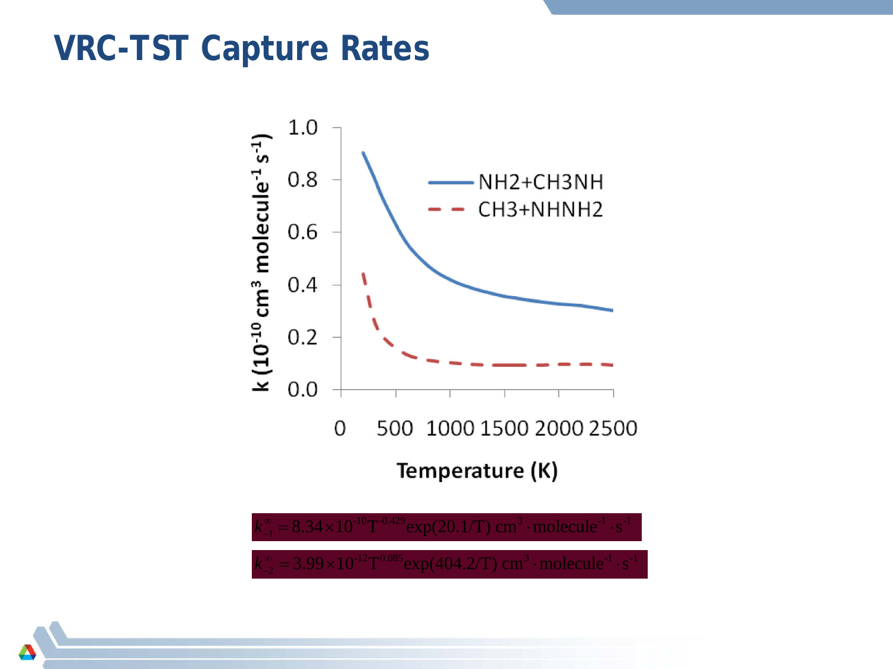# VRC-TST Capture Rates

$$k_{-1}^{\infty} = 8.34\times10^{-10}T^{-0.429}\exp(20.1/T)\ \mathrm{cm^3\cdot molecule^{-1}\cdot s^{-1}}$$

$$k_{-2}^{\infty} = 3.99\times10^{-12}T^{0.085}\exp(404.2/T)\ \mathrm{cm^3\cdot molecule^{-1}\cdot s^{-1}}$$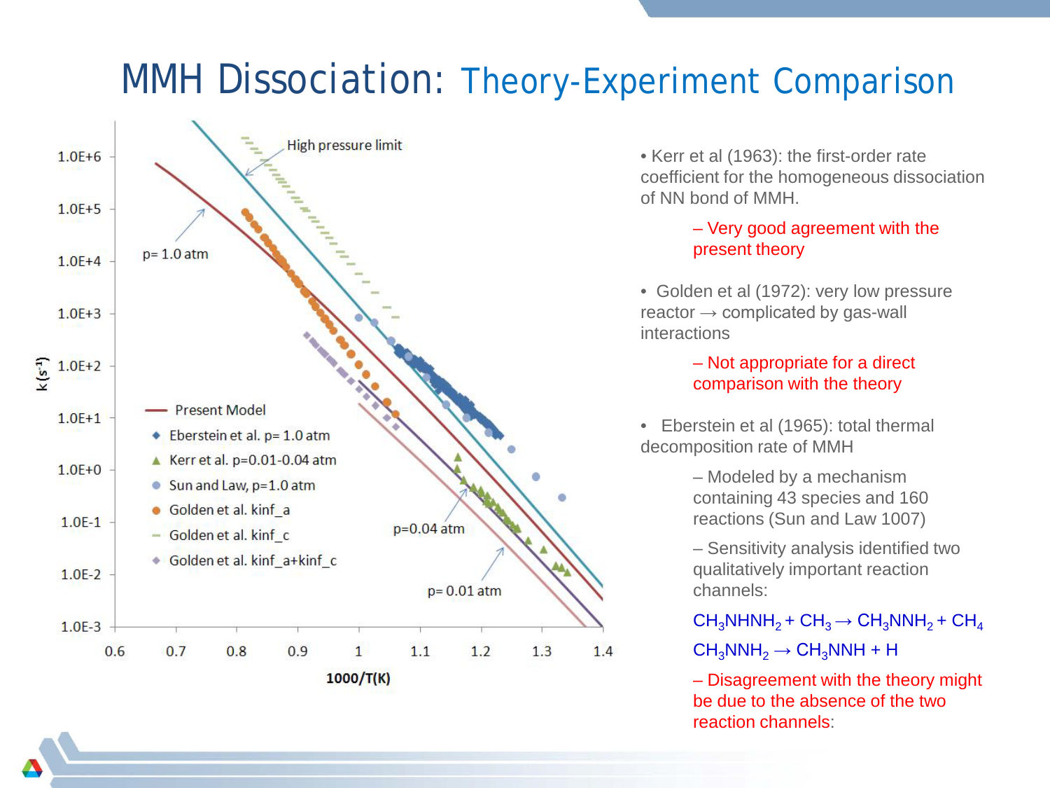# MMH Dissociation: Theory-Experiment Comparison

- Kerr et al (1963): the first-order rate coefficient for the homogeneous dissociation of NN bond of MMH.
  - Very good agreement with the present theory
- Golden et al (1972): very low pressure reactor → complicated by gas-wall interactions
  - Not appropriate for a direct comparison with the theory
- Eberstein et al (1965): total thermal decomposition rate of MMH
  - Modeled by a mechanism containing 43 species and 160 reactions (Sun and Law 1007)
  - Sensitivity analysis identified two qualitatively important reaction channels:

    $CH_3NHNH_2 + CH_3 \rightarrow CH_3NNH_2 + CH_4$

    $CH_3NNH_2 \rightarrow CH_3NNH + H$

  - Disagreement with the theory might be due to the absence of the two reaction channels: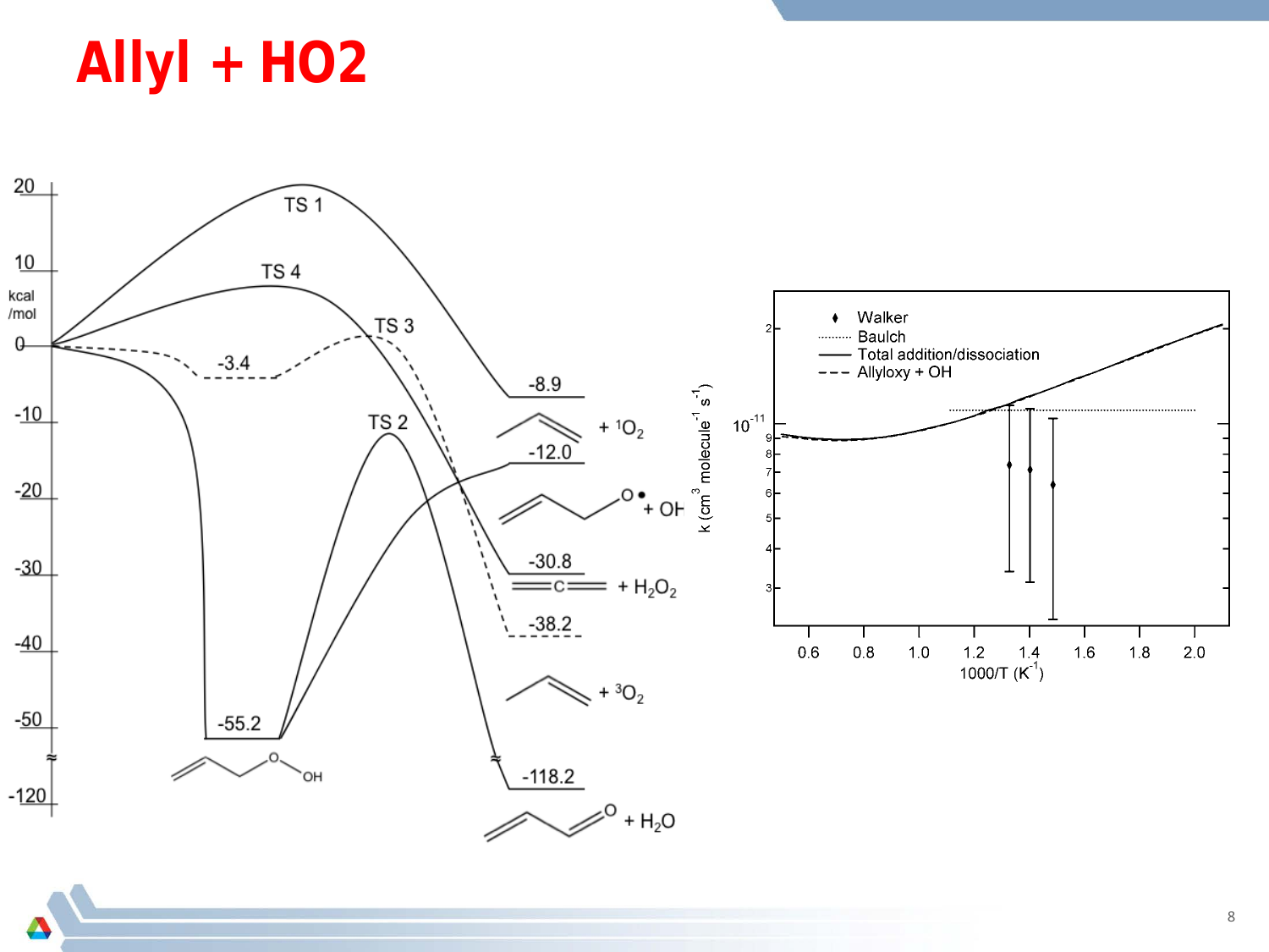# Allyl + HO2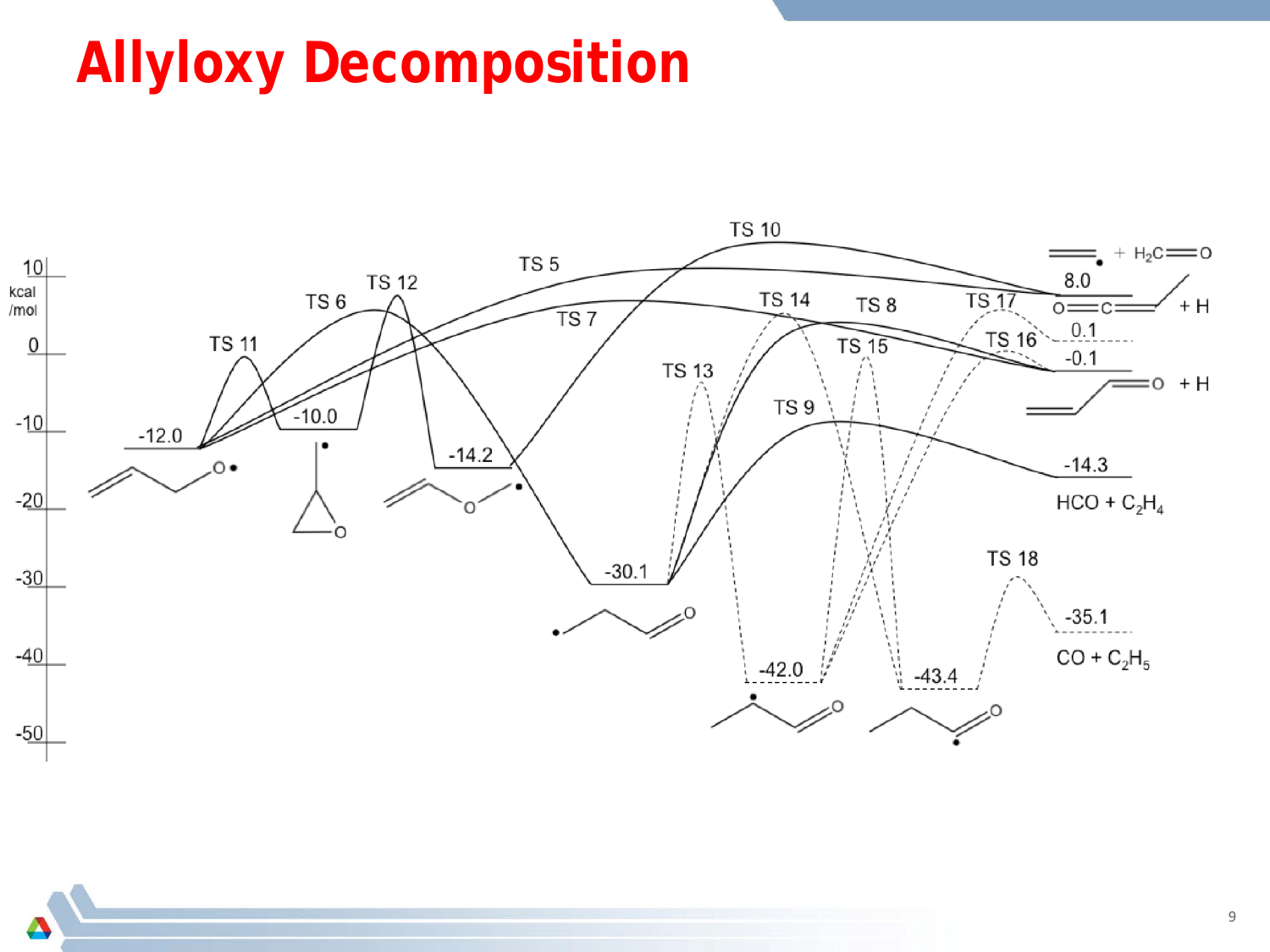# Allyloxy Decomposition

kcal /mol

10

0

-10

-20

-30

-40

-50

TS 11

TS 6

TS 12

TS 5

TS 7

TS 10

TS 13

TS 14

TS 8

TS 15

TS 9

TS 17

TS 16

TS 18

-12.0

-10.0

-14.2

-30.1

-42.0

-43.4

8.0

0.1

-0.1

-14.3

-35.1

$+ H_2C{=}O$

$O{=}C{=}$ + H

=O + H

$HCO + C_2H_4$

$CO + C_2H_5$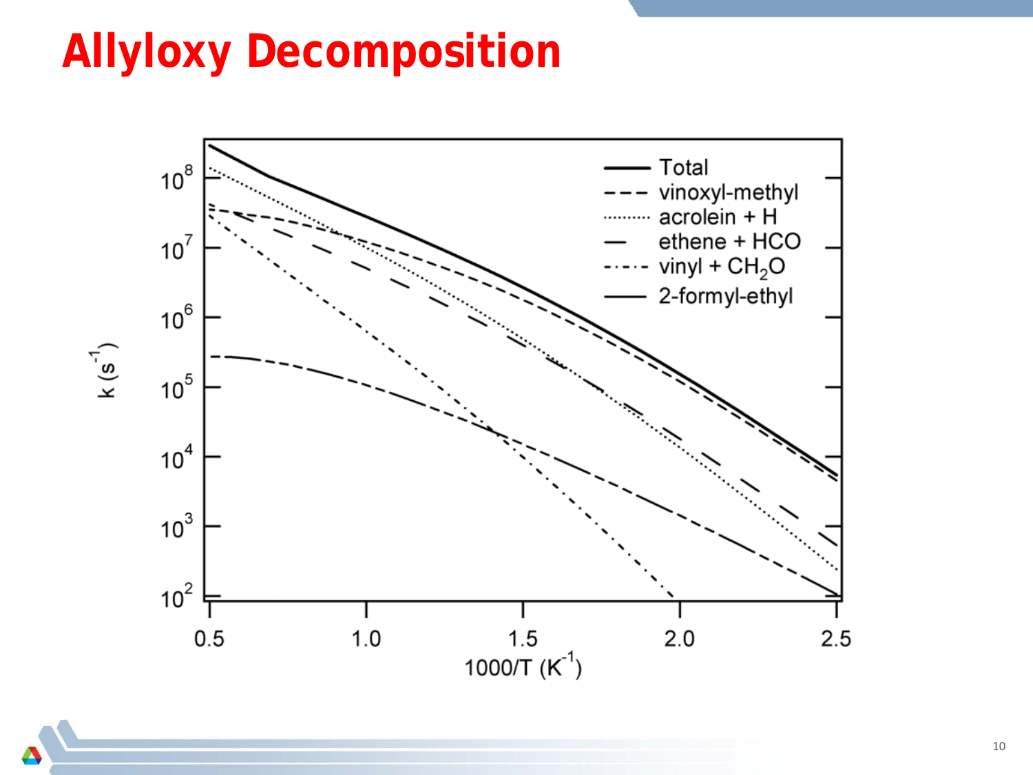# Allyloxy Decomposition

k (s$^{-1}$)

$10^2$
$10^3$
$10^4$
$10^5$
$10^6$
$10^7$
$10^8$

1000/T (K$^{-1}$)

0.5
1.0
1.5
2.0
2.5

Total
vinoxyl-methyl
acrolein + H
ethene + HCO
vinyl + $CH_2O$
2-formyl-ethyl